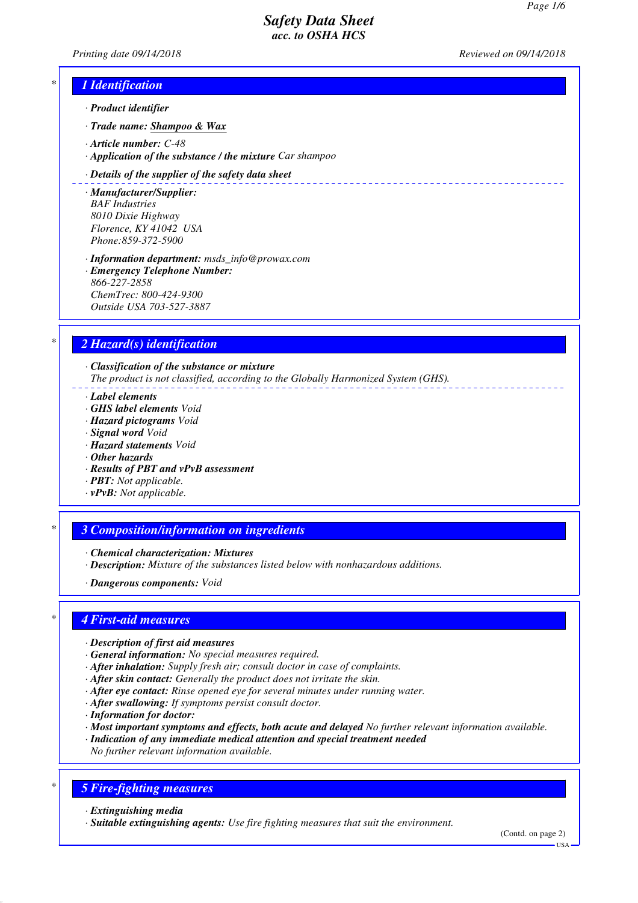# Safety Data Sheet
## acc. to OSHA HCS

Printing date 09/14/2018 Reviewed on 09/14/2018

## 1 Identification

- **Product identifier**
- **Trade name:** Shampoo & Wax
- **Article number:** C-48
- **Application of the substance / the mixture** Car shampoo
- **Details of the supplier of the safety data sheet**
- **Manufacturer/Supplier:**
  BAF Industries
  8010 Dixie Highway
  Florence, KY 41042 USA
  Phone:859-372-5900
- **Information department:** msds_info@prowax.com
- **Emergency Telephone Number:**
  866-227-2858
  ChemTrec: 800-424-9300
  Outside USA 703-527-3887

## 2 Hazard(s) identification

- **Classification of the substance or mixture**
  The product is not classified, according to the Globally Harmonized System (GHS).
- **Label elements**
- **GHS label elements** Void
- **Hazard pictograms** Void
- **Signal word** Void
- **Hazard statements** Void
- **Other hazards**
- **Results of PBT and vPvB assessment**
- **PBT:** Not applicable.
- **vPvB:** Not applicable.

## 3 Composition/information on ingredients

- **Chemical characterization: Mixtures**
- **Description:** Mixture of the substances listed below with nonhazardous additions.
- **Dangerous components:** Void

## 4 First-aid measures

- **Description of first aid measures**
- **General information:** No special measures required.
- **After inhalation:** Supply fresh air; consult doctor in case of complaints.
- **After skin contact:** Generally the product does not irritate the skin.
- **After eye contact:** Rinse opened eye for several minutes under running water.
- **After swallowing:** If symptoms persist consult doctor.
- **Information for doctor:**
- **Most important symptoms and effects, both acute and delayed** No further relevant information available.
- **Indication of any immediate medical attention and special treatment needed**
  No further relevant information available.

## 5 Fire-fighting measures

- **Extinguishing media**
- **Suitable extinguishing agents:** Use fire fighting measures that suit the environment.

(Contd. on page 2)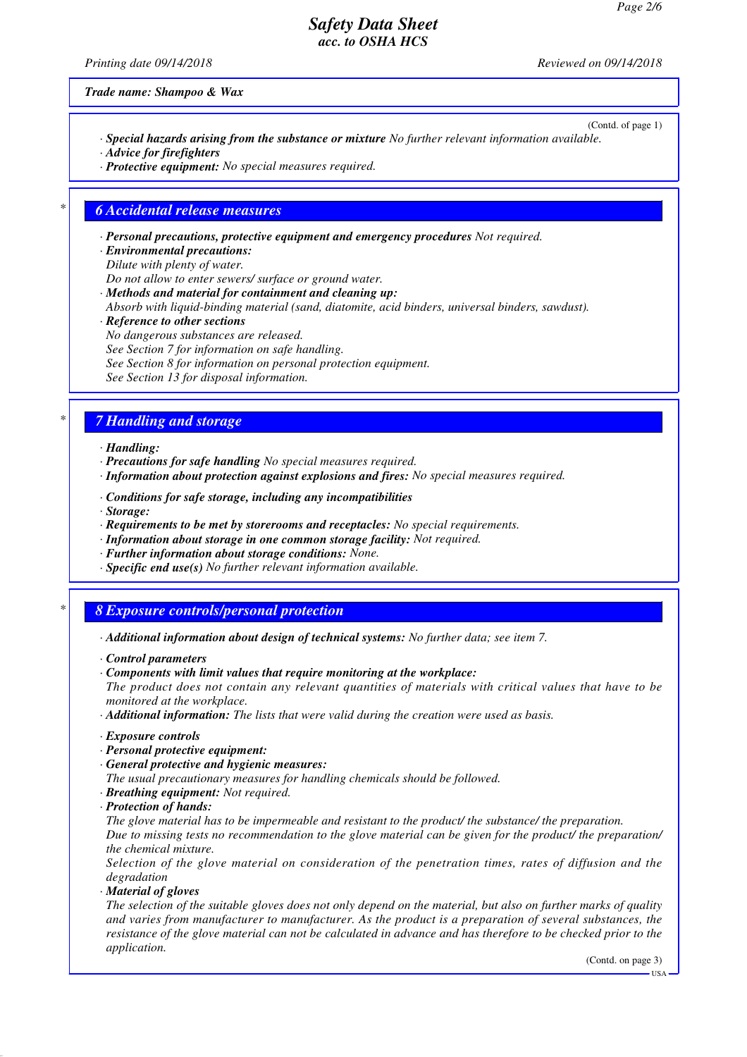**Trade name: Shampoo & Wax**

(Contd. of page 1)

· ***Special hazards arising from the substance or mixture*** *No further relevant information available.*
· ***Advice for firefighters***
· ***Protective equipment:*** *No special measures required.*

## 6 Accidental release measures

· ***Personal precautions, protective equipment and emergency procedures*** *Not required.*
· ***Environmental precautions:***
*Dilute with plenty of water.*
*Do not allow to enter sewers/ surface or ground water.*
· ***Methods and material for containment and cleaning up:***
*Absorb with liquid-binding material (sand, diatomite, acid binders, universal binders, sawdust).*
· ***Reference to other sections***
*No dangerous substances are released.*
*See Section 7 for information on safe handling.*
*See Section 8 for information on personal protection equipment.*
*See Section 13 for disposal information.*

## 7 Handling and storage

· ***Handling:***
· ***Precautions for safe handling*** *No special measures required.*
· ***Information about protection against explosions and fires:*** *No special measures required.*

· ***Conditions for safe storage, including any incompatibilities***
· ***Storage:***
· ***Requirements to be met by storerooms and receptacles:*** *No special requirements.*
· ***Information about storage in one common storage facility:*** *Not required.*
· ***Further information about storage conditions:*** *None.*
· ***Specific end use(s)*** *No further relevant information available.*

## 8 Exposure controls/personal protection

· ***Additional information about design of technical systems:*** *No further data; see item 7.*

· ***Control parameters***
· ***Components with limit values that require monitoring at the workplace:***
*The product does not contain any relevant quantities of materials with critical values that have to be monitored at the workplace.*
· ***Additional information:*** *The lists that were valid during the creation were used as basis.*

· ***Exposure controls***
· ***Personal protective equipment:***
· ***General protective and hygienic measures:***
*The usual precautionary measures for handling chemicals should be followed.*
· ***Breathing equipment:*** *Not required.*
· ***Protection of hands:***
*The glove material has to be impermeable and resistant to the product/ the substance/ the preparation.*
*Due to missing tests no recommendation to the glove material can be given for the product/ the preparation/ the chemical mixture.*
*Selection of the glove material on consideration of the penetration times, rates of diffusion and the degradation*
· ***Material of gloves***
*The selection of the suitable gloves does not only depend on the material, but also on further marks of quality and varies from manufacturer to manufacturer. As the product is a preparation of several substances, the resistance of the glove material can not be calculated in advance and has therefore to be checked prior to the application.*

(Contd. on page 3)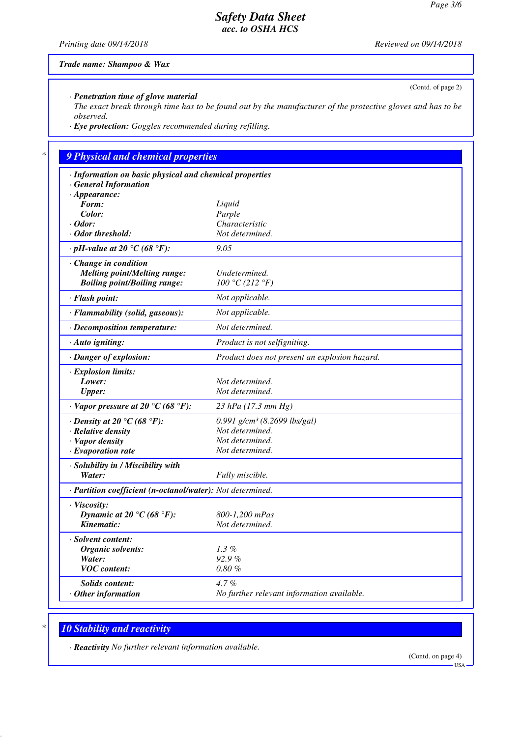Trade name: Shampoo & Wax

(Contd. of page 2)

· **Penetration time of glove material**
The exact break through time has to be found out by the manufacturer of the protective gloves and has to be observed.

· **Eye protection:** Goggles recommended during refilling.

## 9 Physical and chemical properties

| · **Information on basic physical and chemical properties** | |
|---|---|
| · **General Information** | |
| · **Appearance:** | |
| **Form:** | Liquid |
| **Color:** | Purple |
| · **Odor:** | Characteristic |
| · **Odor threshold:** | Not determined. |
| · **pH-value at 20 °C (68 °F):** | 9.05 |
| · **Change in condition** | |
| **Melting point/Melting range:** | Undetermined. |
| **Boiling point/Boiling range:** | 100 °C (212 °F) |
| · **Flash point:** | Not applicable. |
| · **Flammability (solid, gaseous):** | Not applicable. |
| · **Decomposition temperature:** | Not determined. |
| · **Auto igniting:** | Product is not selfigniting. |
| · **Danger of explosion:** | Product does not present an explosion hazard. |
| · **Explosion limits:** | |
| **Lower:** | Not determined. |
| **Upper:** | Not determined. |
| · **Vapor pressure at 20 °C (68 °F):** | 23 hPa (17.3 mm Hg) |
| · **Density at 20 °C (68 °F):** | 0.991 g/cm³ (8.2699 lbs/gal) |
| · **Relative density** | Not determined. |
| · **Vapor density** | Not determined. |
| · **Evaporation rate** | Not determined. |
| · **Solubility in / Miscibility with** | |
| **Water:** | Fully miscible. |
| · **Partition coefficient (n-octanol/water):** | Not determined. |
| · **Viscosity:** | |
| **Dynamic at 20 °C (68 °F):** | 800-1,200 mPas |
| **Kinematic:** | Not determined. |
| · **Solvent content:** | |
| **Organic solvents:** | 1.3 % |
| **Water:** | 92.9 % |
| **VOC content:** | 0.80 % |
| **Solids content:** | 4.7 % |
| · **Other information** | No further relevant information available. |

## 10 Stability and reactivity

· **Reactivity** No further relevant information available.

(Contd. on page 4)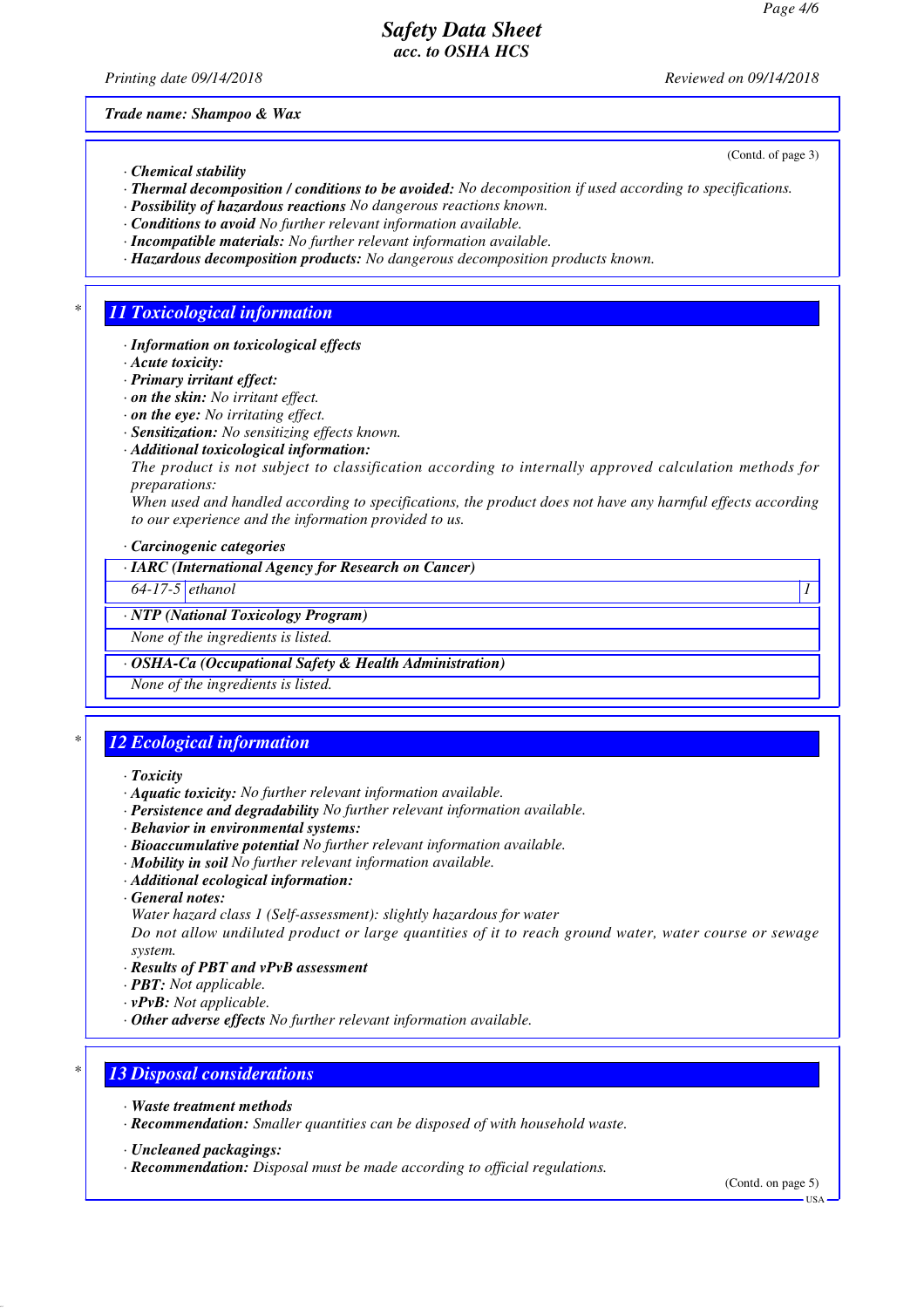*Trade name: Shampoo & Wax*

(Contd. of page 3)

· **Chemical stability**
· **Thermal decomposition / conditions to be avoided:** No decomposition if used according to specifications.
· **Possibility of hazardous reactions** No dangerous reactions known.
· **Conditions to avoid** No further relevant information available.
· **Incompatible materials:** No further relevant information available.
· **Hazardous decomposition products:** No dangerous decomposition products known.

## 11 Toxicological information

· **Information on toxicological effects**
· **Acute toxicity:**
· **Primary irritant effect:**
· **on the skin:** No irritant effect.
· **on the eye:** No irritating effect.
· **Sensitization:** No sensitizing effects known.
· **Additional toxicological information:**
The product is not subject to classification according to internally approved calculation methods for preparations:
When used and handled according to specifications, the product does not have any harmful effects according to our experience and the information provided to us.

· **Carcinogenic categories**

| · IARC (International Agency for Research on Cancer) | | |
|---|---|---|
| 64-17-5 | ethanol | 1 |

| · NTP (National Toxicology Program) |
|---|
| None of the ingredients is listed. |

| · OSHA-Ca (Occupational Safety & Health Administration) |
|---|
| None of the ingredients is listed. |

## 12 Ecological information

· **Toxicity**
· **Aquatic toxicity:** No further relevant information available.
· **Persistence and degradability** No further relevant information available.
· **Behavior in environmental systems:**
· **Bioaccumulative potential** No further relevant information available.
· **Mobility in soil** No further relevant information available.
· **Additional ecological information:**
· **General notes:**
Water hazard class 1 (Self-assessment): slightly hazardous for water
Do not allow undiluted product or large quantities of it to reach ground water, water course or sewage system.
· **Results of PBT and vPvB assessment**
· **PBT:** Not applicable.
· **vPvB:** Not applicable.
· **Other adverse effects** No further relevant information available.

## 13 Disposal considerations

· **Waste treatment methods**
· **Recommendation:** Smaller quantities can be disposed of with household waste.

· **Uncleaned packagings:**
· **Recommendation:** Disposal must be made according to official regulations.

(Contd. on page 5)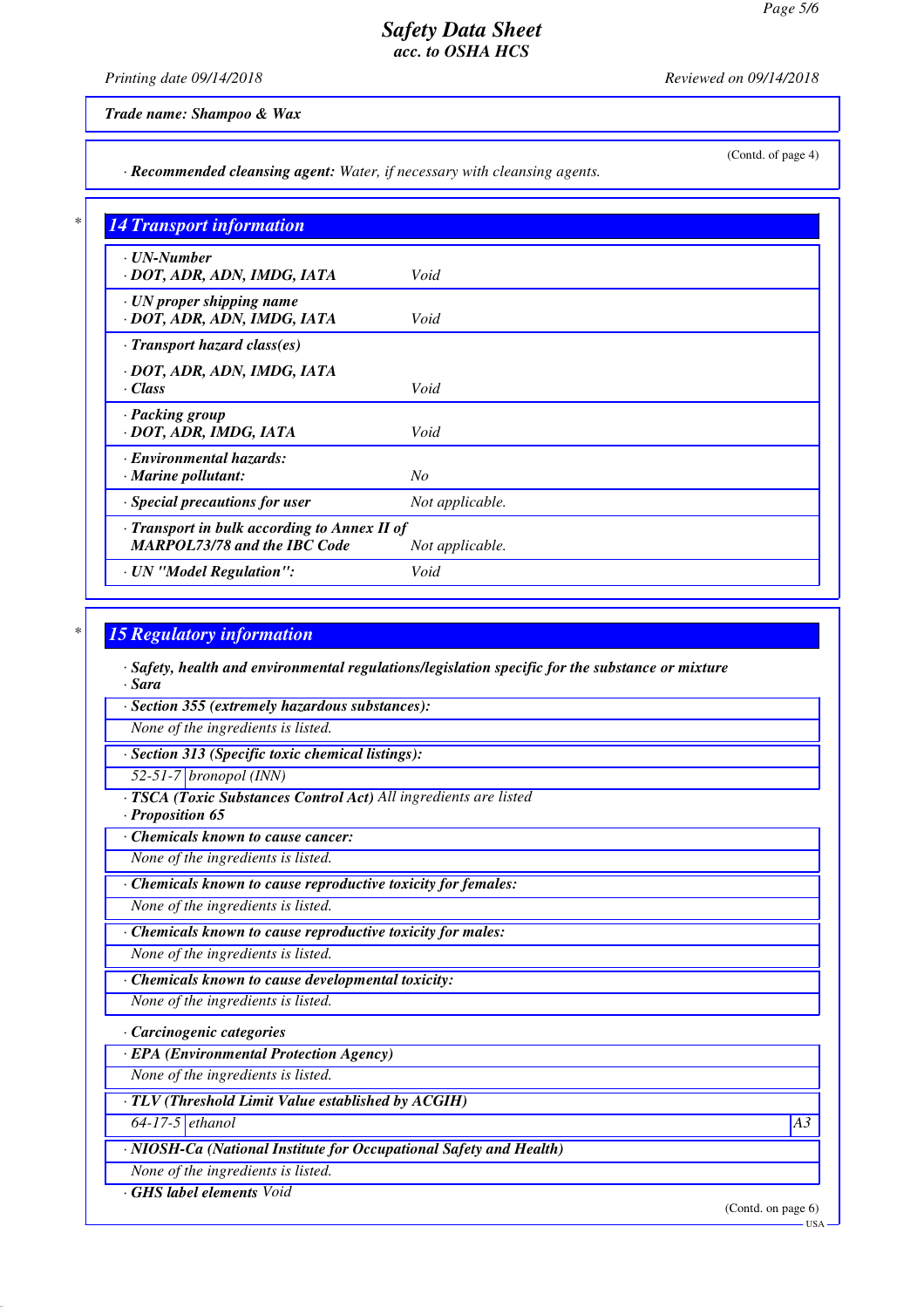(Contd. of page 4)

· **Recommended cleansing agent:** *Water, if necessary with cleansing agents.*

## 14 Transport information

| | |
|---|---|
| · **UN-Number**<br>· **DOT, ADR, ADN, IMDG, IATA** | *Void* |
| · **UN proper shipping name**<br>· **DOT, ADR, ADN, IMDG, IATA** | *Void* |
| · **Transport hazard class(es)** | |
| · **DOT, ADR, ADN, IMDG, IATA**<br>· **Class** | *Void* |
| · **Packing group**<br>· **DOT, ADR, IMDG, IATA** | *Void* |
| · **Environmental hazards:**<br>· **Marine pollutant:** | *No* |
| · **Special precautions for user** | *Not applicable.* |
| · **Transport in bulk according to Annex II of MARPOL73/78 and the IBC Code** | *Not applicable.* |
| · **UN "Model Regulation":** | *Void* |

## 15 Regulatory information

· **Safety, health and environmental regulations/legislation specific for the substance or mixture**

· **Sara**

· **Section 355 (extremely hazardous substances):**

*None of the ingredients is listed.*

· **Section 313 (Specific toxic chemical listings):**

| | |
|---|---|
| 52-51-7 | bronopol (INN) |

· **TSCA (Toxic Substances Control Act)** *All ingredients are listed*

· **Proposition 65**

· **Chemicals known to cause cancer:**

*None of the ingredients is listed.*

· **Chemicals known to cause reproductive toxicity for females:**

*None of the ingredients is listed.*

· **Chemicals known to cause reproductive toxicity for males:**

*None of the ingredients is listed.*

· **Chemicals known to cause developmental toxicity:**

*None of the ingredients is listed.*

· **Carcinogenic categories**

· **EPA (Environmental Protection Agency)**

*None of the ingredients is listed.*

· **TLV (Threshold Limit Value established by ACGIH)**

| | | |
|---|---|---|
| 64-17-5 | ethanol | A3 |

· **NIOSH-Ca (National Institute for Occupational Safety and Health)**

*None of the ingredients is listed.*

· **GHS label elements** *Void*

(Contd. on page 6)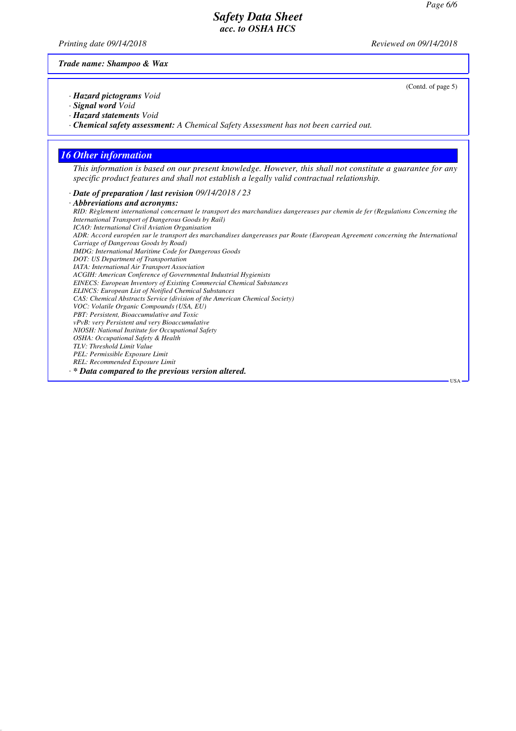*Trade name: Shampoo & Wax*

(Contd. of page 5)

- ***Hazard pictograms*** *Void*
- ***Signal word*** *Void*
- ***Hazard statements*** *Void*
- ***Chemical safety assessment:*** *A Chemical Safety Assessment has not been carried out.*

## *16 Other information*

*This information is based on our present knowledge. However, this shall not constitute a guarantee for any specific product features and shall not establish a legally valid contractual relationship.*

- ***Date of preparation / last revision*** *09/14/2018 / 23*
- ***Abbreviations and acronyms:***

*RID: Règlement international concernant le transport des marchandises dangereuses par chemin de fer (Regulations Concerning the International Transport of Dangerous Goods by Rail)*
*ICAO: International Civil Aviation Organisation*
*ADR: Accord européen sur le transport des marchandises dangereuses par Route (European Agreement concerning the International Carriage of Dangerous Goods by Road)*
*IMDG: International Maritime Code for Dangerous Goods*
*DOT: US Department of Transportation*
*IATA: International Air Transport Association*
*ACGIH: American Conference of Governmental Industrial Hygienists*
*EINECS: European Inventory of Existing Commercial Chemical Substances*
*ELINCS: European List of Notified Chemical Substances*
*CAS: Chemical Abstracts Service (division of the American Chemical Society)*
*VOC: Volatile Organic Compounds (USA, EU)*
*PBT: Persistent, Bioaccumulative and Toxic*
*vPvB: very Persistent and very Bioaccumulative*
*NIOSH: National Institute for Occupational Safety*
*OSHA: Occupational Safety & Health*
*TLV: Threshold Limit Value*
*PEL: Permissible Exposure Limit*
*REL: Recommended Exposure Limit*

- ***\* Data compared to the previous version altered.***

USA